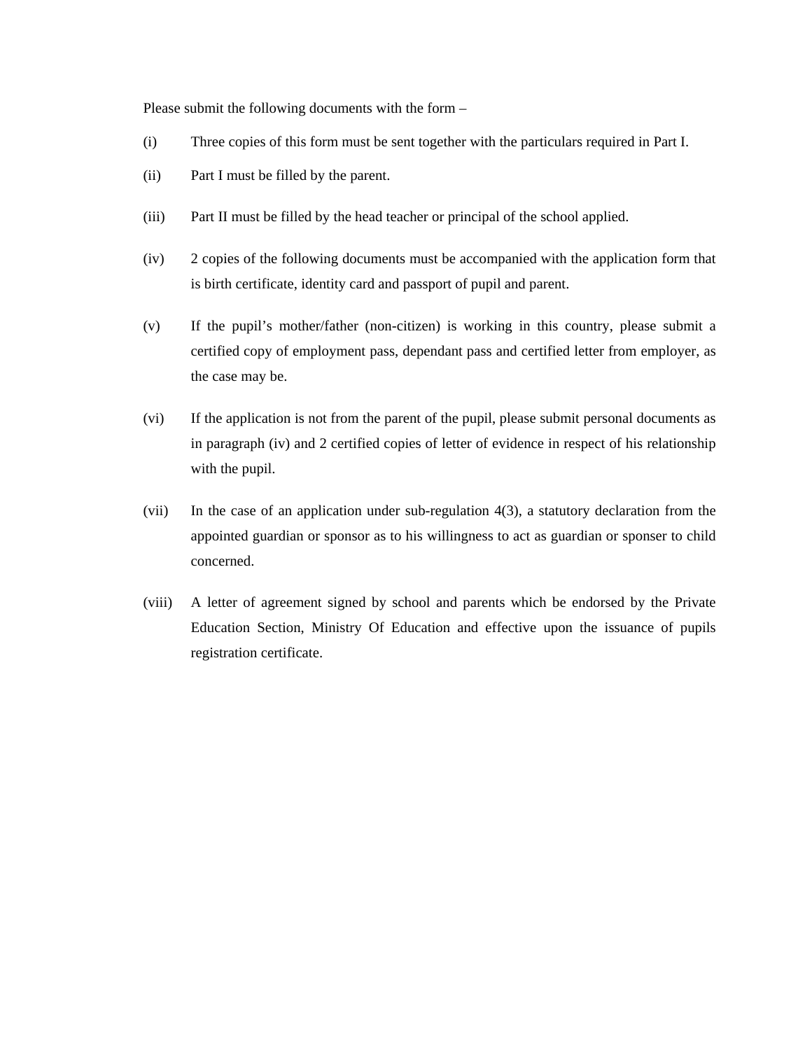Please submit the following documents with the form –

(i) Three copies of this form must be sent together with the particulars required in Part I.

(ii) Part I must be filled by the parent.

(iii) Part II must be filled by the head teacher or principal of the school applied.

(iv) 2 copies of the following documents must be accompanied with the application form that is birth certificate, identity card and passport of pupil and parent.

(v) If the pupil's mother/father (non-citizen) is working in this country, please submit a certified copy of employment pass, dependant pass and certified letter from employer, as the case may be.

(vi) If the application is not from the parent of the pupil, please submit personal documents as in paragraph (iv) and 2 certified copies of letter of evidence in respect of his relationship with the pupil.

(vii) In the case of an application under sub-regulation 4(3), a statutory declaration from the appointed guardian or sponsor as to his willingness to act as guardian or sponser to child concerned.

(viii) A letter of agreement signed by school and parents which be endorsed by the Private Education Section, Ministry Of Education and effective upon the issuance of pupils registration certificate.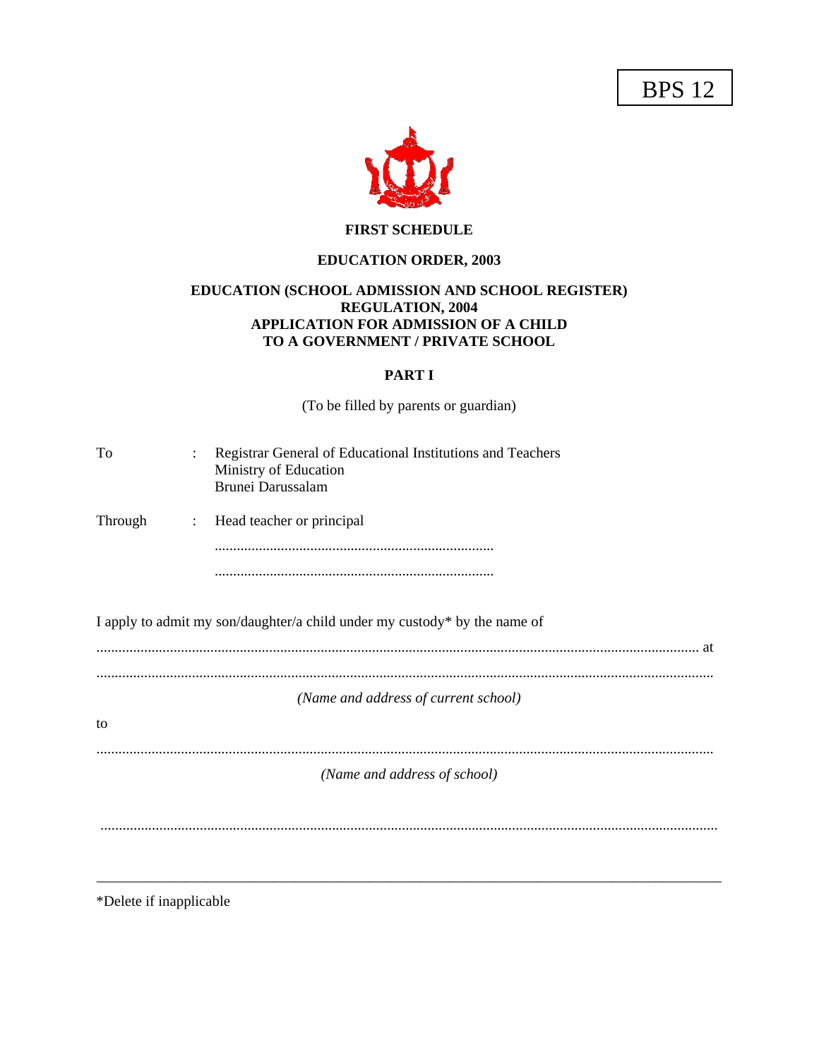BPS 12

**FIRST SCHEDULE**

**EDUCATION ORDER, 2003**

**EDUCATION (SCHOOL ADMISSION AND SCHOOL REGISTER) REGULATION, 2004**
**APPLICATION FOR ADMISSION OF A CHILD TO A GOVERNMENT / PRIVATE SCHOOL**

**PART I**

(To be filled by parents or guardian)

To : Registrar General of Educational Institutions and Teachers
Ministry of Education
Brunei Darussalam

Through : Head teacher or principal

..........................................................................

..........................................................................

I apply to admit my son/daughter/a child under my custody* by the name of

............................................................................................................................................... at

...............................................................................................................................................

*(Name and address of current school)*

to

...............................................................................................................................................

*(Name and address of school)*

...............................................................................................................................................

---

*Delete if inapplicable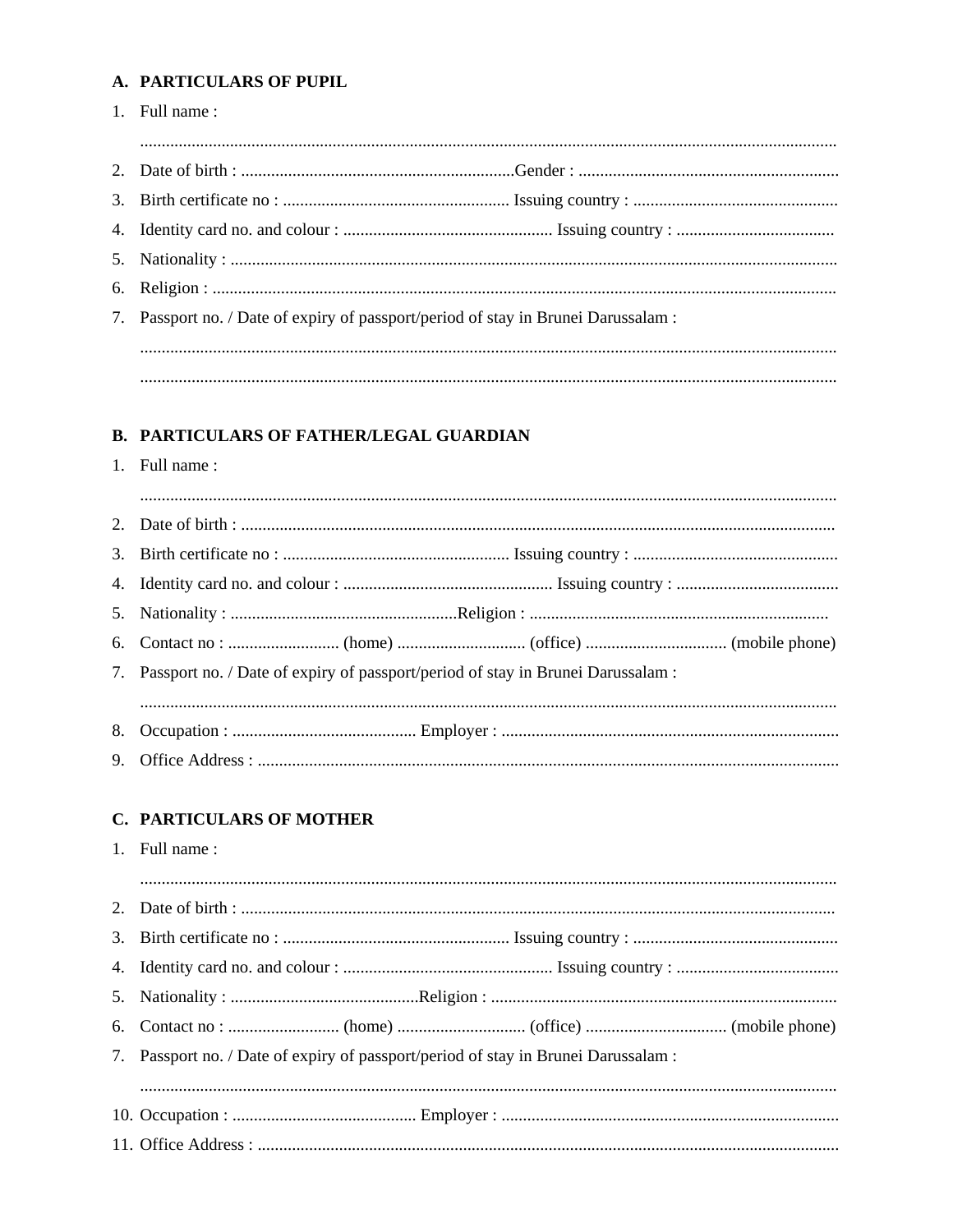## A. PARTICULARS OF PUPIL

1. Full name :

   ..........................................................................................................................................................

2. Date of birth : ...............................................................Gender : ............................................................
3. Birth certificate no : ..................................................... Issuing country : ................................................
4. Identity card no. and colour : ................................................. Issuing country : .....................................
5. Nationality : ............................................................................................................................................
6. Religion : ................................................................................................................................................
7. Passport no. / Date of expiry of passport/period of stay in Brunei Darussalam :

   ..........................................................................................................................................................

   ..........................................................................................................................................................

## B. PARTICULARS OF FATHER/LEGAL GUARDIAN

1. Full name :

   ..........................................................................................................................................................

2. Date of birth : ..........................................................................................................................................
3. Birth certificate no : ..................................................... Issuing country : ................................................
4. Identity card no. and colour : ................................................. Issuing country : ......................................
5. Nationality : .....................................................Religion : ......................................................................
6. Contact no : .......................... (home) ............................. (office) ................................. (mobile phone)
7. Passport no. / Date of expiry of passport/period of stay in Brunei Darussalam :

   ..........................................................................................................................................................

8. Occupation : ........................................... Employer : ..............................................................................
9. Office Address : .......................................................................................................................................

## C. PARTICULARS OF MOTHER

1. Full name :

   ..........................................................................................................................................................

2. Date of birth : ..........................................................................................................................................
3. Birth certificate no : ..................................................... Issuing country : ................................................
4. Identity card no. and colour : ................................................. Issuing country : ......................................
5. Nationality : ............................................Religion : .................................................................................
6. Contact no : .......................... (home) ............................. (office) ................................. (mobile phone)
7. Passport no. / Date of expiry of passport/period of stay in Brunei Darussalam :

   ..........................................................................................................................................................

10. Occupation : ........................................... Employer : ..............................................................................
11. Office Address : .......................................................................................................................................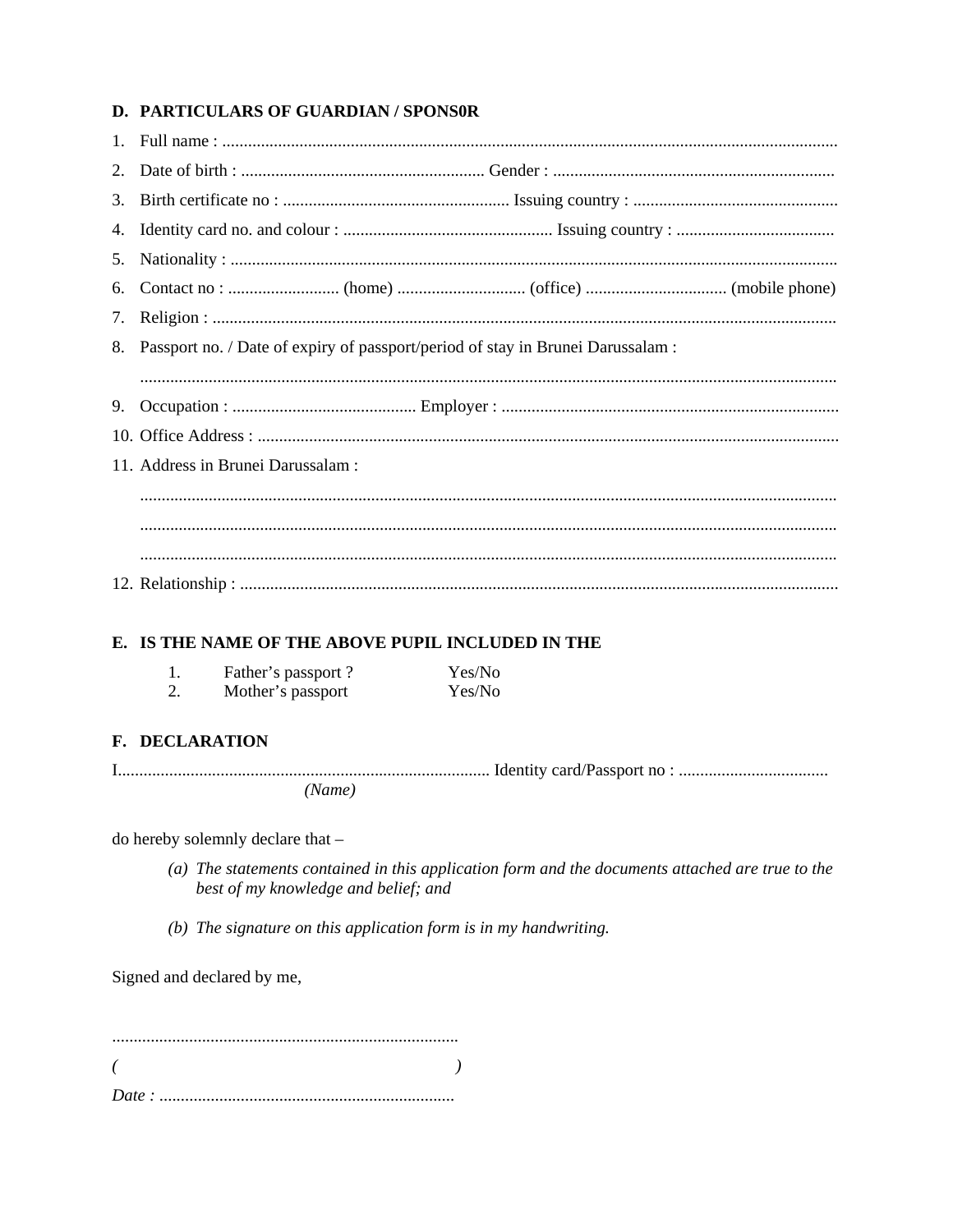## D. PARTICULARS OF GUARDIAN / SPONS0R

1. Full name : ...............................................................................................................................................
2. Date of birth : ......................................................... Gender : .................................................................
3. Birth certificate no : ..................................................... Issuing country : ................................................
4. Identity card no. and colour : ................................................. Issuing country : .....................................
5. Nationality : .............................................................................................................................................
6. Contact no : .......................... (home) ............................. (office) ................................. (mobile phone)
7. Religion : .................................................................................................................................................
8. Passport no. / Date of expiry of passport/period of stay in Brunei Darussalam :

   ................................................................................................................................................................
9. Occupation : ........................................... Employer : ..............................................................................
10. Office Address : ......................................................................................................................................
11. Address in Brunei Darussalam :

    ................................................................................................................................................................

    ................................................................................................................................................................

    ................................................................................................................................................................
12. Relationship : ..........................................................................................................................................

## E. IS THE NAME OF THE ABOVE PUPIL INCLUDED IN THE

1. Father's passport ? Yes/No
2. Mother's passport Yes/No

## F. DECLARATION

I...................................................................................... Identity card/Passport no : ...................................
*(Name)*

do hereby solemnly declare that –

*(a) The statements contained in this application form and the documents attached are true to the best of my knowledge and belief; and*

*(b) The signature on this application form is in my handwriting.*

Signed and declared by me,

.................................................................................

*( )*

*Date :* .....................................................................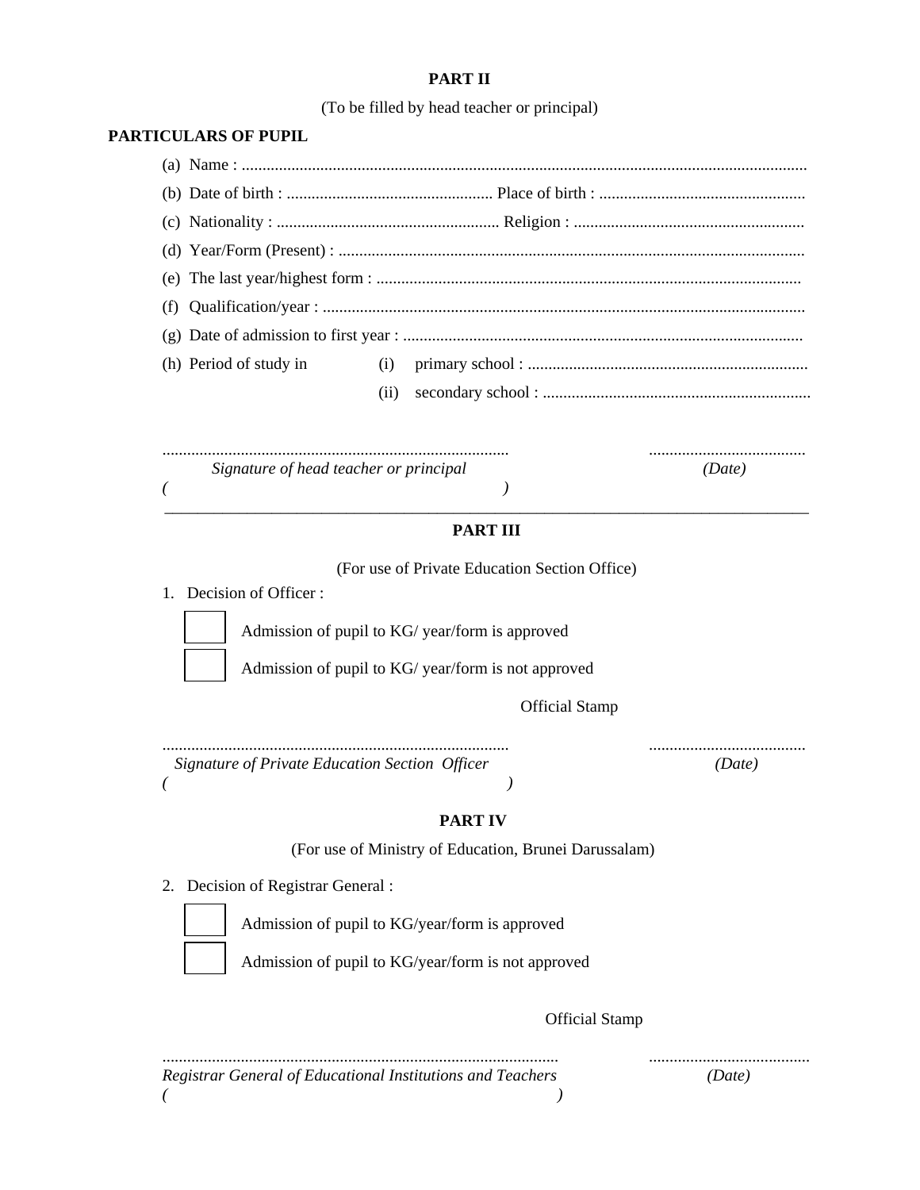## PART II

(To be filled by head teacher or principal)

**PARTICULARS OF PUPIL**

(a) Name : ....................................................................................................................................

(b) Date of birth : .................................................. Place of birth : ..................................................

(c) Nationality : ...................................................... Religion : ........................................................

(d) Year/Form (Present) : ...............................................................................................................

(e) The last year/highest form : .....................................................................................................

(f) Qualification/year : ....................................................................................................................

(g) Date of admission to first year : ................................................................................................

(h) Period of study in (i) primary school : ...................................................................

(ii) secondary school : ................................................................

.................................................................................... ......................................

*Signature of head teacher or principal* *(Date)*

*( )*

---

## PART III

(For use of Private Education Section Office)

1. Decision of Officer :

☐ Admission of pupil to KG/ year/form is approved

☐ Admission of pupil to KG/ year/form is not approved

Official Stamp

.................................................................................... ......................................

*Signature of Private Education Section Officer* *(Date)*

*( )*

## PART IV

(For use of Ministry of Education, Brunei Darussalam)

2. Decision of Registrar General :

☐ Admission of pupil to KG/year/form is approved

☐ Admission of pupil to KG/year/form is not approved

Official Stamp

............................................................................................... .......................................

*Registrar General of Educational Institutions and Teachers* *(Date)*

*( )*